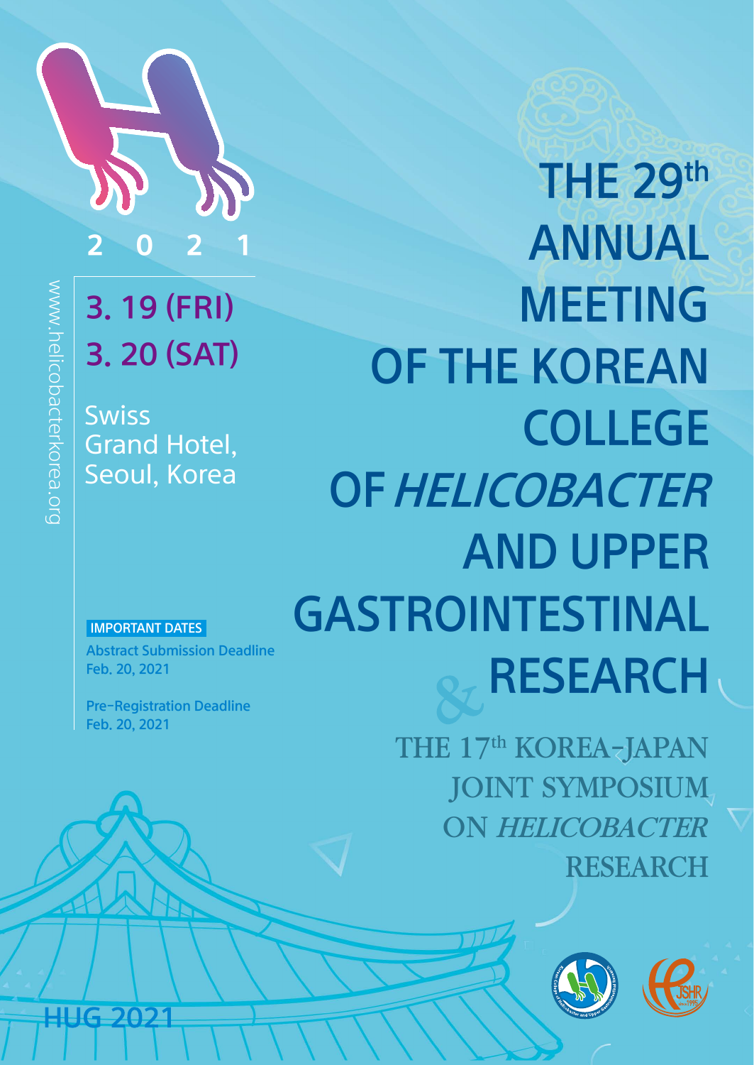2021

**3. 19 (FRI)**
**3. 20 (SAT)**

Swiss Grand Hotel, Seoul, Korea

www.helicobacterkorea.org

# THE 29th ANNUAL MEETING OF THE KOREAN COLLEGE OF *HELICOBACTER* AND UPPER GASTROINTESTINAL RESEARCH

## & THE 17th KOREA-JAPAN JOINT SYMPOSIUM ON *HELICOBACTER* RESEARCH

**IMPORTANT DATES**

**Abstract Submission Deadline**
Feb. 20, 2021

**Pre-Registration Deadline**
Feb. 20, 2021

HUG 2021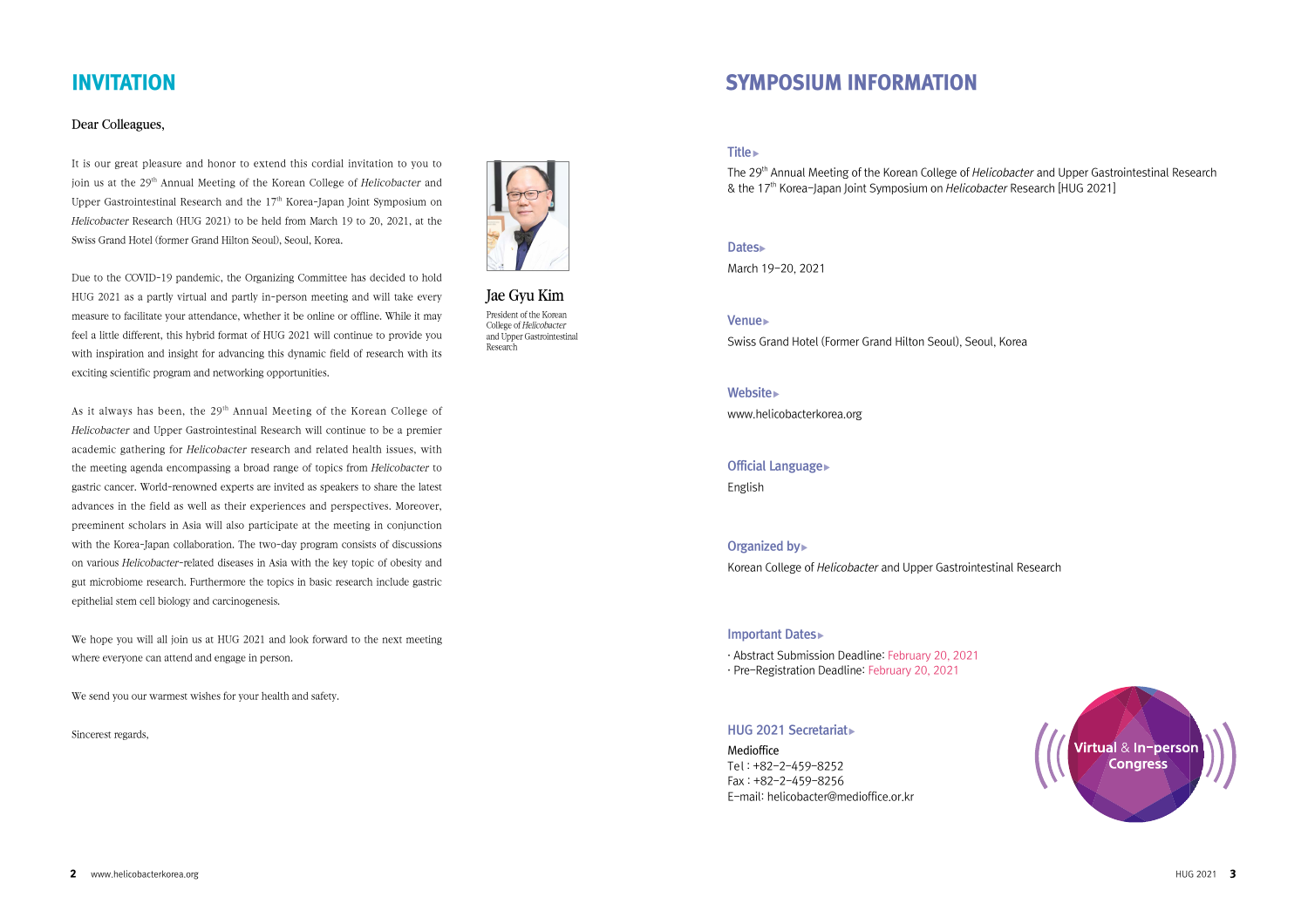# INVITATION

Dear Colleagues,

It is our great pleasure and honor to extend this cordial invitation to you to join us at the 29th Annual Meeting of the Korean College of *Helicobacter* and Upper Gastrointestinal Research and the 17th Korea-Japan Joint Symposium on *Helicobacter* Research (HUG 2021) to be held from March 19 to 20, 2021, at the Swiss Grand Hotel (former Grand Hilton Seoul), Seoul, Korea.

Due to the COVID-19 pandemic, the Organizing Committee has decided to hold HUG 2021 as a partly virtual and partly in-person meeting and will take every measure to facilitate your attendance, whether it be online or offline. While it may feel a little different, this hybrid format of HUG 2021 will continue to provide you with inspiration and insight for advancing this dynamic field of research with its exciting scientific program and networking opportunities.

As it always has been, the 29th Annual Meeting of the Korean College of *Helicobacter* and Upper Gastrointestinal Research will continue to be a premier academic gathering for *Helicobacter* research and related health issues, with the meeting agenda encompassing a broad range of topics from *Helicobacter* to gastric cancer. World-renowned experts are invited as speakers to share the latest advances in the field as well as their experiences and perspectives. Moreover, preeminent scholars in Asia will also participate at the meeting in conjunction with the Korea-Japan collaboration. The two-day program consists of discussions on various *Helicobacter*-related diseases in Asia with the key topic of obesity and gut microbiome research. Furthermore the topics in basic research include gastric epithelial stem cell biology and carcinogenesis.

We hope you will all join us at HUG 2021 and look forward to the next meeting where everyone can attend and engage in person.

We send you our warmest wishes for your health and safety.

Sincerest regards,

**Jae Gyu Kim**
President of the Korean College of *Helicobacter* and Upper Gastrointestinal Research

# SYMPOSIUM INFORMATION

**Title**

The 29th Annual Meeting of the Korean College of *Helicobacter* and Upper Gastrointestinal Research & the 17th Korea-Japan Joint Symposium on *Helicobacter* Research [HUG 2021]

**Dates**

March 19–20, 2021

**Venue**

Swiss Grand Hotel (Former Grand Hilton Seoul), Seoul, Korea

**Website**

www.helicobacterkorea.org

**Official Language**

English

**Organized by**

Korean College of *Helicobacter* and Upper Gastrointestinal Research

**Important Dates**

- Abstract Submission Deadline: February 20, 2021
- Pre-Registration Deadline: February 20, 2021

**HUG 2021 Secretariat**

Medioffice
Tel : +82-2-459-8252
Fax : +82-2-459-8256
E-mail: helicobacter@medioffice.or.kr

Virtual & In-person Congress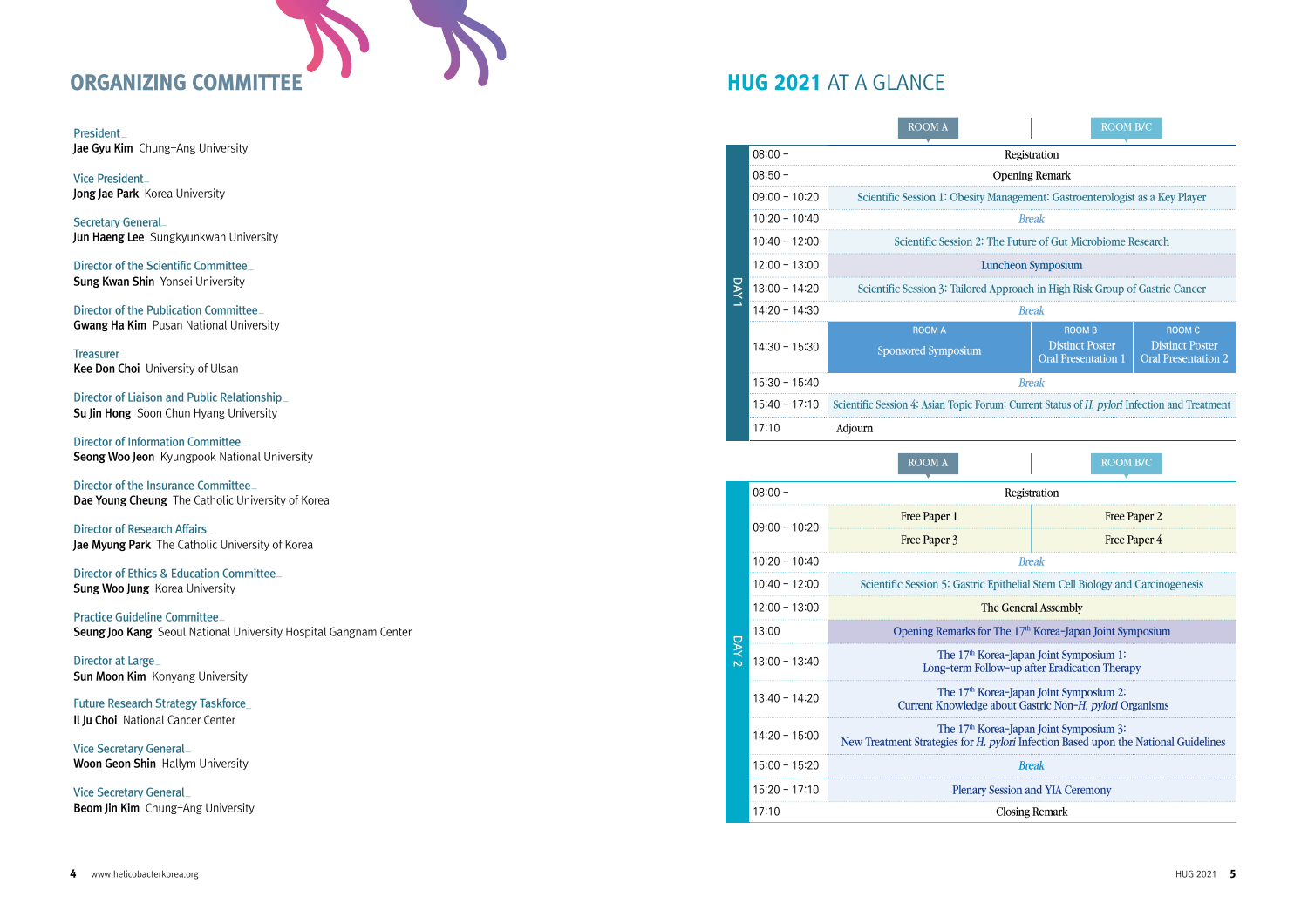## ORGANIZING COMMITTEE

**President**
**Jae Gyu Kim** Chung-Ang University

**Vice President**
**Jong Jae Park** Korea University

**Secretary General**
**Jun Haeng Lee** Sungkyunkwan University

**Director of the Scientific Committee**
**Sung Kwan Shin** Yonsei University

**Director of the Publication Committee**
**Gwang Ha Kim** Pusan National University

**Treasurer**
**Kee Don Choi** University of Ulsan

**Director of Liaison and Public Relationship**
**Su Jin Hong** Soon Chun Hyang University

**Director of Information Committee**
**Seong Woo Jeon** Kyungpook National University

**Director of the Insurance Committee**
**Dae Young Cheung** The Catholic University of Korea

**Director of Research Affairs**
**Jae Myung Park** The Catholic University of Korea

**Director of Ethics & Education Committee**
**Sung Woo Jung** Korea University

**Practice Guideline Committee**
**Seung Joo Kang** Seoul National University Hospital Gangnam Center

**Director at Large**
**Sun Moon Kim** Konyang University

**Future Research Strategy Taskforce**
**Il Ju Choi** National Cancer Center

**Vice Secretary General**
**Woon Geon Shin** Hallym University

**Vice Secretary General**
**Beom Jin Kim** Chung-Ang University

## HUG 2021 AT A GLANCE

### DAY 1

| Time | ROOM A | ROOM B | ROOM C |
|---|---|---|---|
| 08:00 – | Registration | | |
| 08:50 – | Opening Remark | | |
| 09:00 – 10:20 | Scientific Session 1: Obesity Management: Gastroenterologist as a Key Player | | |
| 10:20 – 10:40 | *Break* | | |
| 10:40 – 12:00 | Scientific Session 2: The Future of Gut Microbiome Research | | |
| 12:00 – 13:00 | Luncheon Symposium | | |
| 13:00 – 14:20 | Scientific Session 3: Tailored Approach in High Risk Group of Gastric Cancer | | |
| 14:20 – 14:30 | *Break* | | |
| 14:30 – 15:30 | ROOM A: Sponsored Symposium | ROOM B: Distinct Poster Oral Presentation 1 | ROOM C: Distinct Poster Oral Presentation 2 |
| 15:30 – 15:40 | *Break* | | |
| 15:40 – 17:10 | Scientific Session 4: Asian Topic Forum: Current Status of *H. pylori* Infection and Treatment | | |
| 17:10 | Adjourn | | |

### DAY 2

| Time | ROOM A | ROOM B/C |
|---|---|---|
| 08:00 – | Registration | |
| 09:00 – 10:20 | Free Paper 1 | Free Paper 2 |
| | Free Paper 3 | Free Paper 4 |
| 10:20 – 10:40 | *Break* | |
| 10:40 – 12:00 | Scientific Session 5: Gastric Epithelial Stem Cell Biology and Carcinogenesis | |
| 12:00 – 13:00 | The General Assembly | |
| 13:00 | Opening Remarks for The 17th Korea-Japan Joint Symposium | |
| 13:00 – 13:40 | The 17th Korea-Japan Joint Symposium 1: Long-term Follow-up after Eradication Therapy | |
| 13:40 – 14:20 | The 17th Korea-Japan Joint Symposium 2: Current Knowledge about Gastric Non-*H. pylori* Organisms | |
| 14:20 – 15:00 | The 17th Korea-Japan Joint Symposium 3: New Treatment Strategies for *H. pylori* Infection Based upon the National Guidelines | |
| 15:00 – 15:20 | *Break* | |
| 15:20 – 17:10 | Plenary Session and YIA Ceremony | |
| 17:10 | Closing Remark | |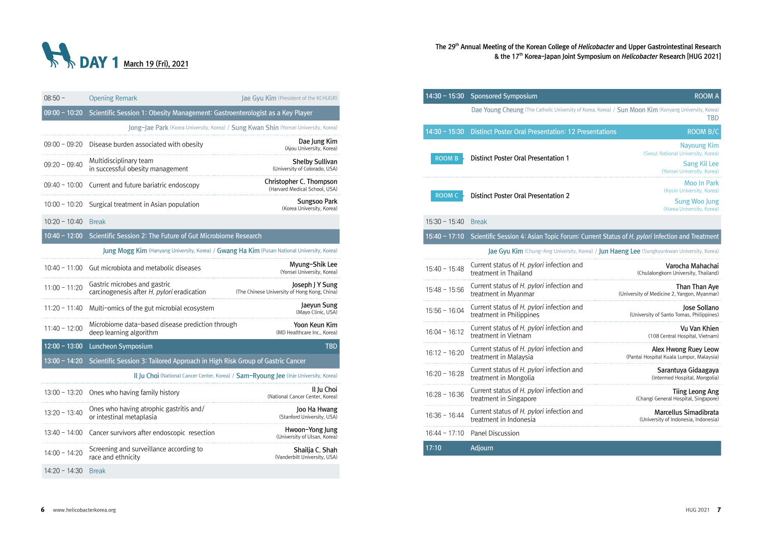# DAY 1 March 19 (Fri), 2021

The 29th Annual Meeting of the Korean College of *Helicobacter* and Upper Gastrointestinal Research & the 17th Korea–Japan Joint Symposium on *Helicobacter* Research [HUG 2021]

| Time | Program | Speaker |
|---|---|---|
| 08:50 – | Opening Remark | Jae Gyu Kim (President of the KCHUGR) |
| **09:00 – 10:20** | **Scientific Session 1: Obesity Management: Gastroenterologist as a Key Player** | |
| | | Jong–Jae Park (Korea University, Korea) / Sung Kwan Shin (Yonsei University, Korea) |
| 09:00 – 09:20 | Disease burden associated with obesity | Dae Jung Kim (Ajou University, Korea) |
| 09:20 – 09:40 | Multidisciplinary team in successful obesity management | Shelby Sullivan (University of Colorado, USA) |
| 09:40 – 10:00 | Current and future bariatric endoscopy | Christopher C. Thompson (Harvard Medical School, USA) |
| 10:00 – 10:20 | Surgical treatment in Asian population | Sungsoo Park (Korea University, Korea) |
| 10:20 – 10:40 | Break | |
| **10:40 – 12:00** | **Scientific Session 2: The Future of Gut Microbiome Research** | |
| | | Jung Mogg Kim (Hanyang University, Korea) / Gwang Ha Kim (Pusan National University, Korea) |
| 10:40 – 11:00 | Gut microbiota and metabolic diseases | Myung–Shik Lee (Yonsei University, Korea) |
| 11:00 – 11:20 | Gastric microbes and gastric carcinogenesis after *H. pylori* eradication | Joseph J Y Sung (The Chinese University of Hong Kong, China) |
| 11:20 – 11:40 | Multi–omics of the gut microbial ecosystem | Jaeyun Sung (Mayo Clinic, USA) |
| 11:40 – 12:00 | Microbiome data–based disease prediction through deep learning algorithm | Yoon Keun Kim (MD Healthcare Inc., Korea) |
| **12:00 – 13:00** | **Luncheon Symposium** | TBD |
| **13:00 – 14:20** | **Scientific Session 3: Tailored Approach in High Risk Group of Gastric Cancer** | |
| | | Il Ju Choi (National Cancer Center, Korea) / Sam–Ryoung Jee (Inje University, Korea) |
| 13:00 – 13:20 | Ones who having family history | Il Ju Choi (National Cancer Center, Korea) |
| 13:20 – 13:40 | Ones who having atrophic gastritis and/or intestinal metaplasia | Joo Ha Hwang (Stanford University, USA) |
| 13:40 – 14:00 | Cancer survivors after endoscopic resection | Hwoon–Yong Jung (University of Ulsan, Korea) |
| 14:00 – 14:20 | Screening and surveillance according to race and ethnicity | Shailja C. Shah (Vanderbilt University, USA) |
| 14:20 – 14:30 | Break | |
| **14:30 – 15:30** | **Sponsored Symposium** | ROOM A |
| | | Dae Young Cheung (The Catholic University of Korea, Korea) / Sun Moon Kim (Konyang University, Korea) |
| | | TBD |
| **14:30 – 15:30** | **Distinct Poster Oral Presentation: 12 Presentations** | ROOM B/C |
| ROOM B | Distinct Poster Oral Presentation 1 | Nayoung Kim (Seoul National University, Korea) / Sang Kil Lee (Yonsei University, Korea) |
| ROOM C | Distinct Poster Oral Presentation 2 | Moo In Park (Kosin University, Korea) / Sung Woo Jung (Korea University, Korea) |
| 15:30 – 15:40 | Break | |
| **15:40 – 17:10** | **Scientific Session 4: Asian Topic Forum: Current Status of *H. pylori* Infection and Treatment** | |
| | | Jae Gyu Kim (Chung–Ang University, Korea) / Jun Haeng Lee (Sungkyunkwan University, Korea) |
| 15:40 – 15:48 | Current status of *H. pylori* infection and treatment in Thailand | Varocha Mahachai (Chulalongkorn University, Thailand) |
| 15:48 – 15:56 | Current status of *H. pylori* infection and treatment in Myanmar | Than Than Aye (University of Medicine 2, Yangon, Myanmar) |
| 15:56 – 16:04 | Current status of *H. pylori* infection and treatment in Philippines | Jose Sollano (University of Santo Tomas, Philippines) |
| 16:04 – 16:12 | Current status of *H. pylori* infection and treatment in Vietnam | Vu Van Khien (108 Central Hospital, Vietnam) |
| 16:12 – 16:20 | Current status of *H. pylori* infection and treatment in Malaysia | Alex Hwong Ruey Leow (Pantai Hospital Kuala Lumpur, Malaysia) |
| 16:20 – 16:28 | Current status of *H. pylori* infection and treatment in Mongolia | Sarantuya Gidaagaya (Intermed Hospital, Mongolia) |
| 16:28 – 16:36 | Current status of *H. pylori* infection and treatment in Singapore | Tiing Leong Ang (Changi General Hospital, Singapore) |
| 16:36 – 16:44 | Current status of *H. pylori* infection and treatment in Indonesia | Marcellus Simadibrata (University of Indonesia, Indonesia) |
| 16:44 – 17:10 | Panel Discussion | |
| **17:10** | **Adjourn** | |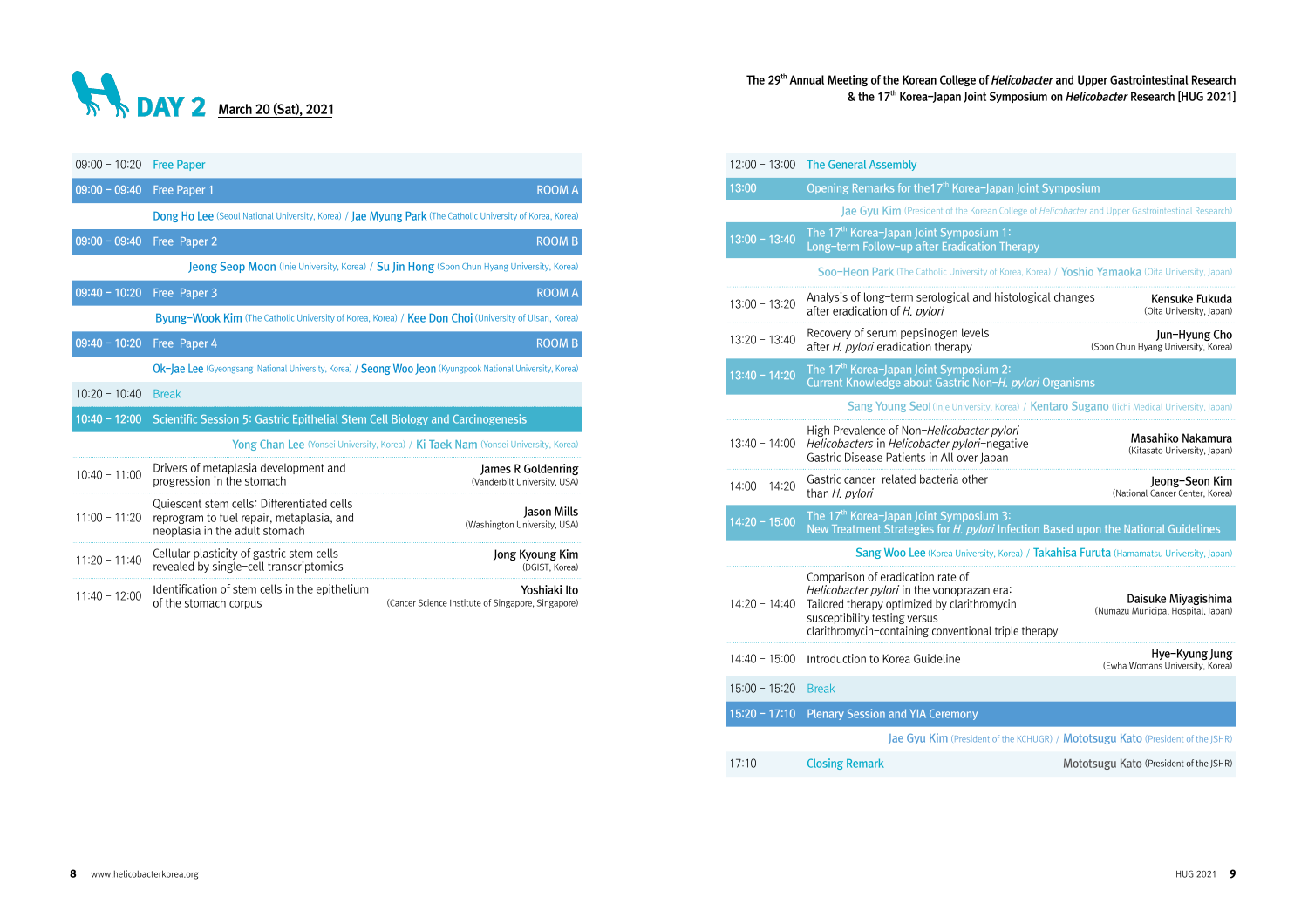# DAY 2 March 20 (Sat), 2021

The 29th Annual Meeting of the Korean College of *Helicobacter* and Upper Gastrointestinal Research & the 17th Korea-Japan Joint Symposium on *Helicobacter* Research [HUG 2021]

| Time | Session | Speaker / Room |
|---|---|---|
| 09:00 – 10:20 | Free Paper | |
| 09:00 – 09:40 | Free Paper 1 | ROOM A |
| | Dong Ho Lee (Seoul National University, Korea) / Jae Myung Park (The Catholic University of Korea, Korea) | |
| 09:00 – 09:40 | Free Paper 2 | ROOM B |
| | Jeong Seop Moon (Inje University, Korea) / Su Jin Hong (Soon Chun Hyang University, Korea) | |
| 09:40 – 10:20 | Free Paper 3 | ROOM A |
| | Byung-Wook Kim (The Catholic University of Korea, Korea) / Kee Don Choi (University of Ulsan, Korea) | |
| 09:40 – 10:20 | Free Paper 4 | ROOM B |
| | Ok-Jae Lee (Gyeongsang National University, Korea) / Seong Woo Jeon (Kyungpook National University, Korea) | |
| 10:20 – 10:40 | Break | |
| 10:40 – 12:00 | Scientific Session 5: Gastric Epithelial Stem Cell Biology and Carcinogenesis | |
| | Yong Chan Lee (Yonsei University, Korea) / Ki Taek Nam (Yonsei University, Korea) | |
| 10:40 – 11:00 | Drivers of metaplasia development and progression in the stomach | James R Goldenring (Vanderbilt University, USA) |
| 11:00 – 11:20 | Quiescent stem cells: Differentiated cells reprogram to fuel repair, metaplasia, and neoplasia in the adult stomach | Jason Mills (Washington University, USA) |
| 11:20 – 11:40 | Cellular plasticity of gastric stem cells revealed by single-cell transcriptomics | Jong Kyoung Kim (DGIST, Korea) |
| 11:40 – 12:00 | Identification of stem cells in the epithelium of the stomach corpus | Yoshiaki Ito (Cancer Science Institute of Singapore, Singapore) |
| 12:00 – 13:00 | The General Assembly | |
| 13:00 | Opening Remarks for the17th Korea-Japan Joint Symposium | |
| | Jae Gyu Kim (President of the Korean College of *Helicobacter* and Upper Gastrointestinal Research) | |
| 13:00 – 13:40 | The 17th Korea-Japan Joint Symposium 1: Long-term Follow-up after Eradication Therapy | |
| | Soo-Heon Park (The Catholic University of Korea, Korea) / Yoshio Yamaoka (Oita University, Japan) | |
| 13:00 – 13:20 | Analysis of long-term serological and histological changes after eradication of *H. pylori* | Kensuke Fukuda (Oita University, Japan) |
| 13:20 – 13:40 | Recovery of serum pepsinogen levels after *H. pylori* eradication therapy | Jun-Hyung Cho (Soon Chun Hyang University, Korea) |
| 13:40 – 14:20 | The 17th Korea-Japan Joint Symposium 2: Current Knowledge about Gastric Non-*H. pylori* Organisms | |
| | Sang Young Seol (Inje University, Korea) / Kentaro Sugano (Jichi Medical University, Japan) | |
| 13:40 – 14:00 | High Prevalence of Non-*Helicobacter pylori* *Helicobacters* in *Helicobacter pylori*-negative Gastric Disease Patients in All over Japan | Masahiko Nakamura (Kitasato University, Japan) |
| 14:00 – 14:20 | Gastric cancer-related bacteria other than *H. pylori* | Jeong-Seon Kim (National Cancer Center, Korea) |
| 14:20 – 15:00 | The 17th Korea-Japan Joint Symposium 3: New Treatment Strategies for *H. pylori* Infection Based upon the National Guidelines | |
| | Sang Woo Lee (Korea University, Korea) / Takahisa Furuta (Hamamatsu University, Japan) | |
| 14:20 – 14:40 | Comparison of eradication rate of *Helicobacter pylori* in the vonoprazan era: Tailored therapy optimized by clarithromycin susceptibility testing versus clarithromycin-containing conventional triple therapy | Daisuke Miyagishima (Numazu Municipal Hospital, Japan) |
| 14:40 – 15:00 | Introduction to Korea Guideline | Hye-Kyung Jung (Ewha Womans University, Korea) |
| 15:00 – 15:20 | Break | |
| 15:20 – 17:10 | Plenary Session and YIA Ceremony | |
| | Jae Gyu Kim (President of the KCHUGR) / Mototsugu Kato (President of the JSHR) | |
| 17:10 | Closing Remark | Mototsugu Kato (President of the JSHR) |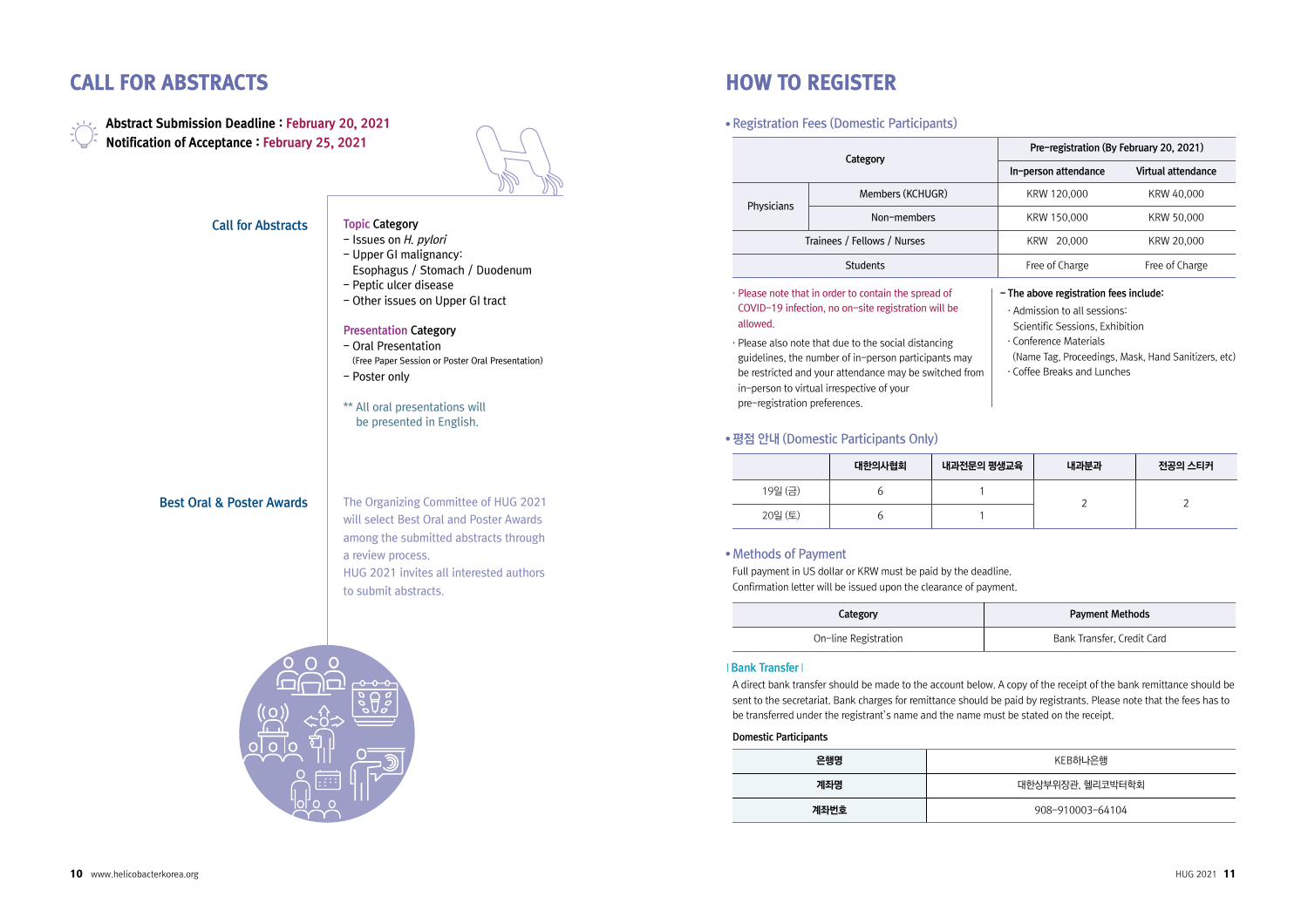# CALL FOR ABSTRACTS

**Abstract Submission Deadline : February 20, 2021**
**Notification of Acceptance : February 25, 2021**

## Call for Abstracts

**Topic Category**
- Issues on *H. pylori*
- Upper GI malignancy: Esophagus / Stomach / Duodenum
- Peptic ulcer disease
- Other issues on Upper GI tract

**Presentation Category**
- Oral Presentation
  (Free Paper Session or Poster Oral Presentation)
- Poster only

** All oral presentations will be presented in English.

## Best Oral & Poster Awards

The Organizing Committee of HUG 2021 will select Best Oral and Poster Awards among the submitted abstracts through a review process.
HUG 2021 invites all interested authors to submit abstracts.

# HOW TO REGISTER

## • Registration Fees (Domestic Participants)

| Category | | Pre-registration (By February 20, 2021) | |
|---|---|---|---|
| | | In-person attendance | Virtual attendance |
| Physicians | Members (KCHUGR) | KRW 120,000 | KRW 40,000 |
| | Non-members | KRW 150,000 | KRW 50,000 |
| Trainees / Fellows / Nurses | | KRW 20,000 | KRW 20,000 |
| Students | | Free of Charge | Free of Charge |

· Please note that in order to contain the spread of COVID-19 infection, no on-site registration will be allowed.

· Please also note that due to the social distancing guidelines, the number of in-person participants may be restricted and your attendance may be switched from in-person to virtual irrespective of your pre-registration preferences.

**– The above registration fees include:**
· Admission to all sessions: Scientific Sessions, Exhibition
· Conference Materials (Name Tag, Proceedings, Mask, Hand Sanitizers, etc)
· Coffee Breaks and Lunches

## • 평점 안내 (Domestic Participants Only)

| | 대한의사협회 | 내과전문의 평생교육 | 내과분과 | 전공의 스티커 |
|---|---|---|---|---|
| 19일 (금) | 6 | 1 | 2 | 2 |
| 20일 (토) | 6 | 1 | | |

## • Methods of Payment

Full payment in US dollar or KRW must be paid by the deadline.
Confirmation letter will be issued upon the clearance of payment.

| Category | Payment Methods |
|---|---|
| On-line Registration | Bank Transfer, Credit Card |

### | Bank Transfer |

A direct bank transfer should be made to the account below. A copy of the receipt of the bank remittance should be sent to the secretariat. Bank charges for remittance should be paid by registrants. Please note that the fees has to be transferred under the registrant's name and the name must be stated on the receipt.

**Domestic Participants**

| 은행명 | KEB하나은행 |
|---|---|
| 계좌명 | 대한상부위장관, 헬리코박터학회 |
| 계좌번호 | 908-910003-64104 |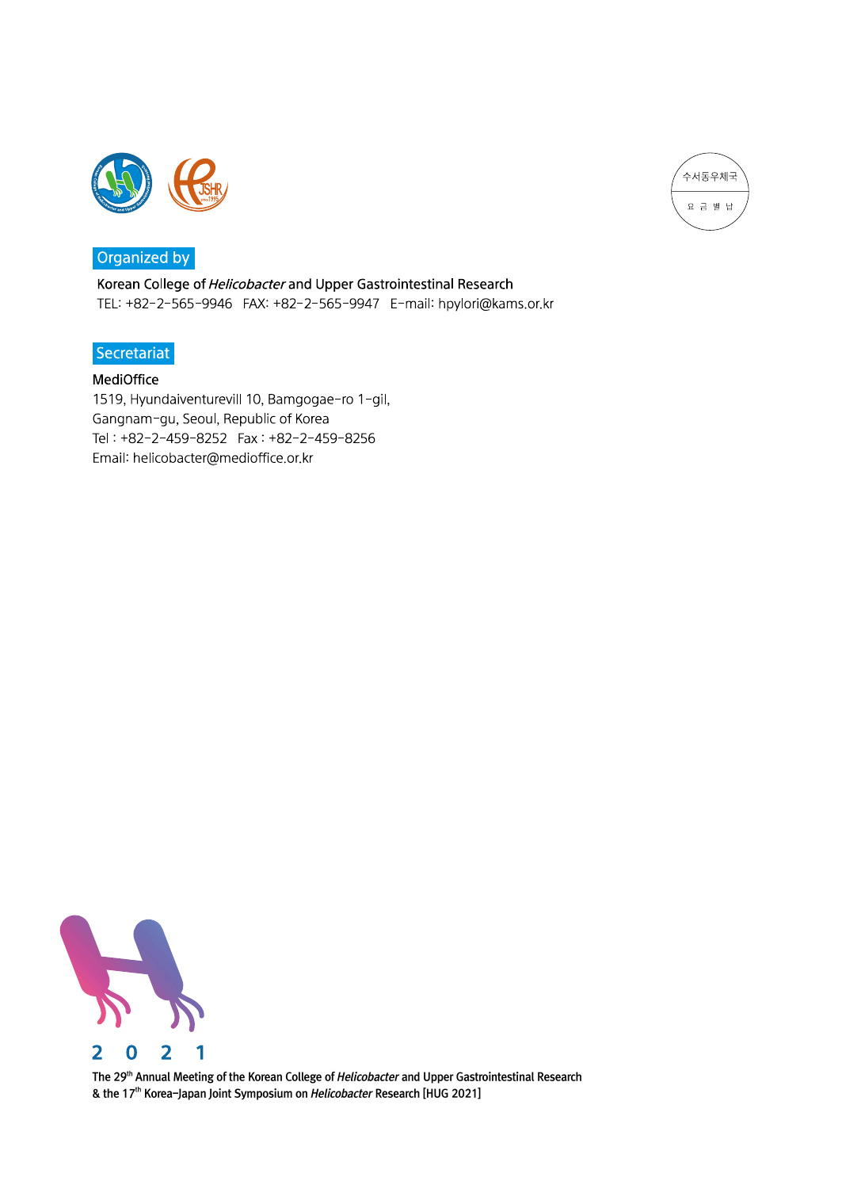수서동우체국
요 금 별 납

## Organized by

Korean College of *Helicobacter* and Upper Gastrointestinal Research
TEL: +82-2-565-9946 FAX: +82-2-565-9947 E-mail: hpylori@kams.or.kr

## Secretariat

MediOffice
1519, Hyundaiventurevill 10, Bamgogae-ro 1-gil,
Gangnam-gu, Seoul, Republic of Korea
Tel : +82-2-459-8252 Fax : +82-2-459-8256
Email: helicobacter@medioffice.or.kr

2 0 2 1

The 29th Annual Meeting of the Korean College of *Helicobacter* and Upper Gastrointestinal Research
& the 17th Korea-Japan Joint Symposium on *Helicobacter* Research [HUG 2021]